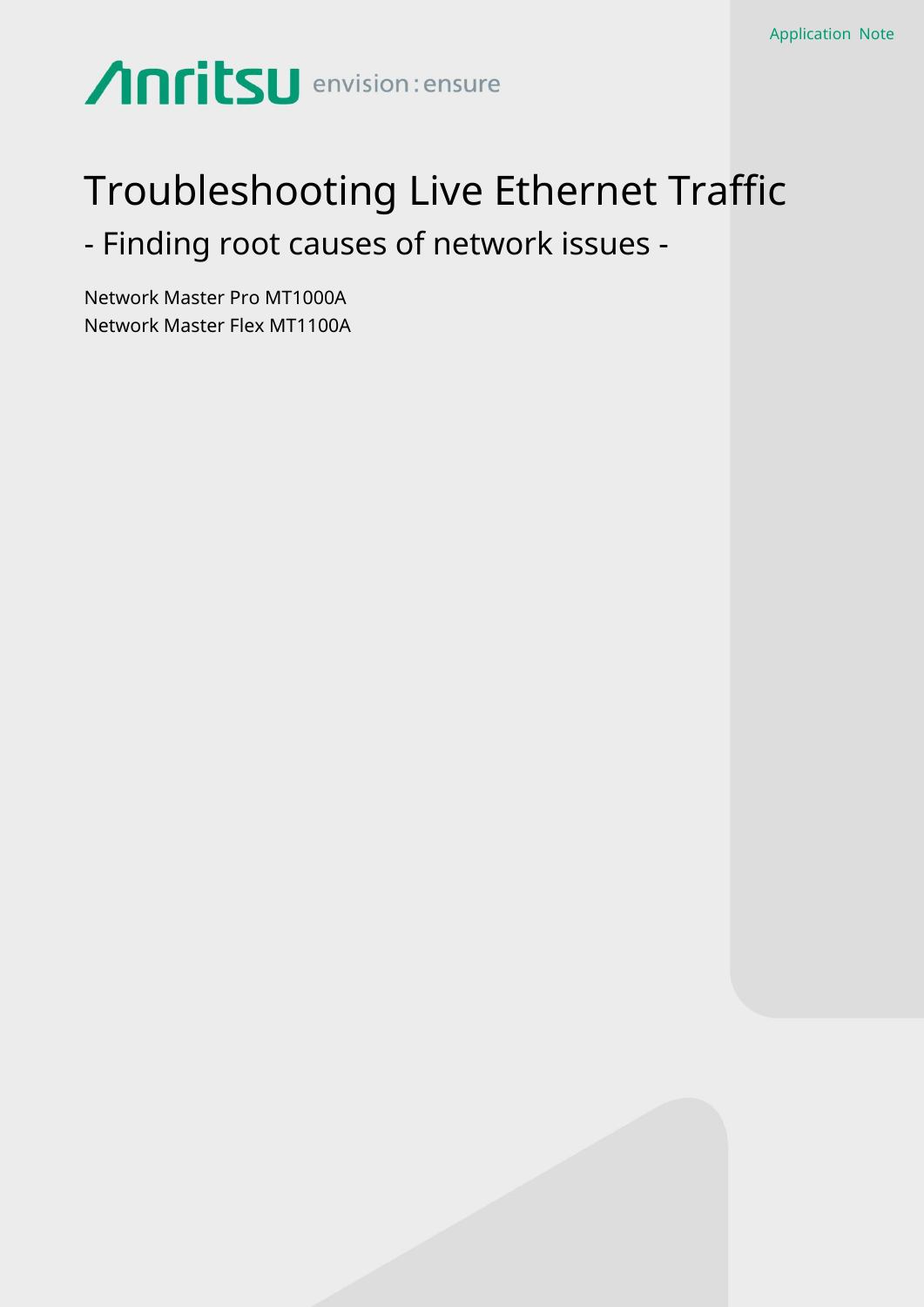Application Note

Anritsu envision : ensure

# Troubleshooting Live Ethernet Traffic

## - Finding root causes of network issues -

Network Master Pro MT1000A
Network Master Flex MT1100A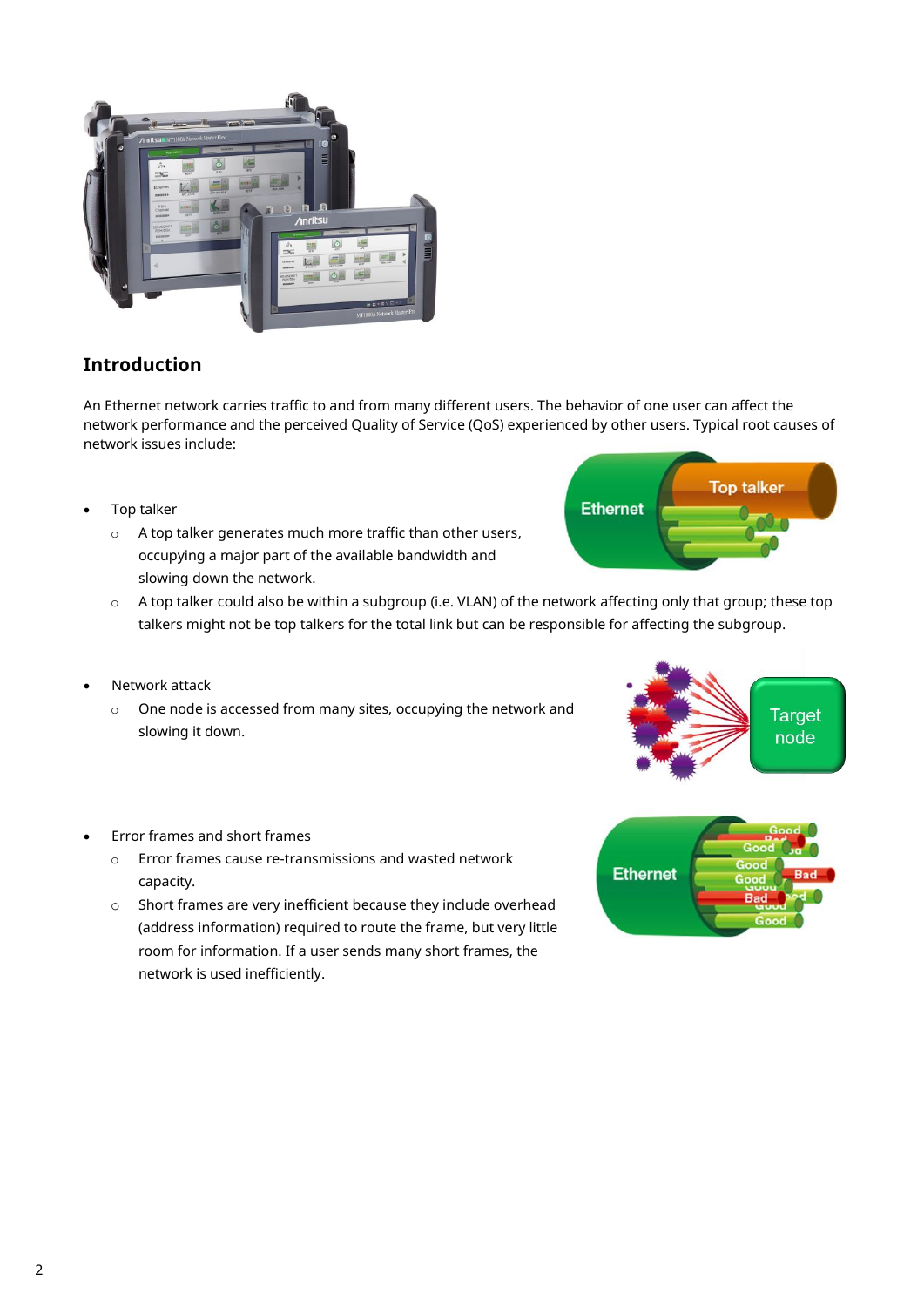## Introduction

An Ethernet network carries traffic to and from many different users. The behavior of one user can affect the network performance and the perceived Quality of Service (QoS) experienced by other users. Typical root causes of network issues include:

- Top talker
  - A top talker generates much more traffic than other users, occupying a major part of the available bandwidth and slowing down the network.
  - A top talker could also be within a subgroup (i.e. VLAN) of the network affecting only that group; these top talkers might not be top talkers for the total link but can be responsible for affecting the subgroup.

- Network attack
  - One node is accessed from many sites, occupying the network and slowing it down.

- Error frames and short frames
  - Error frames cause re-transmissions and wasted network capacity.
  - Short frames are very inefficient because they include overhead (address information) required to route the frame, but very little room for information. If a user sends many short frames, the network is used inefficiently.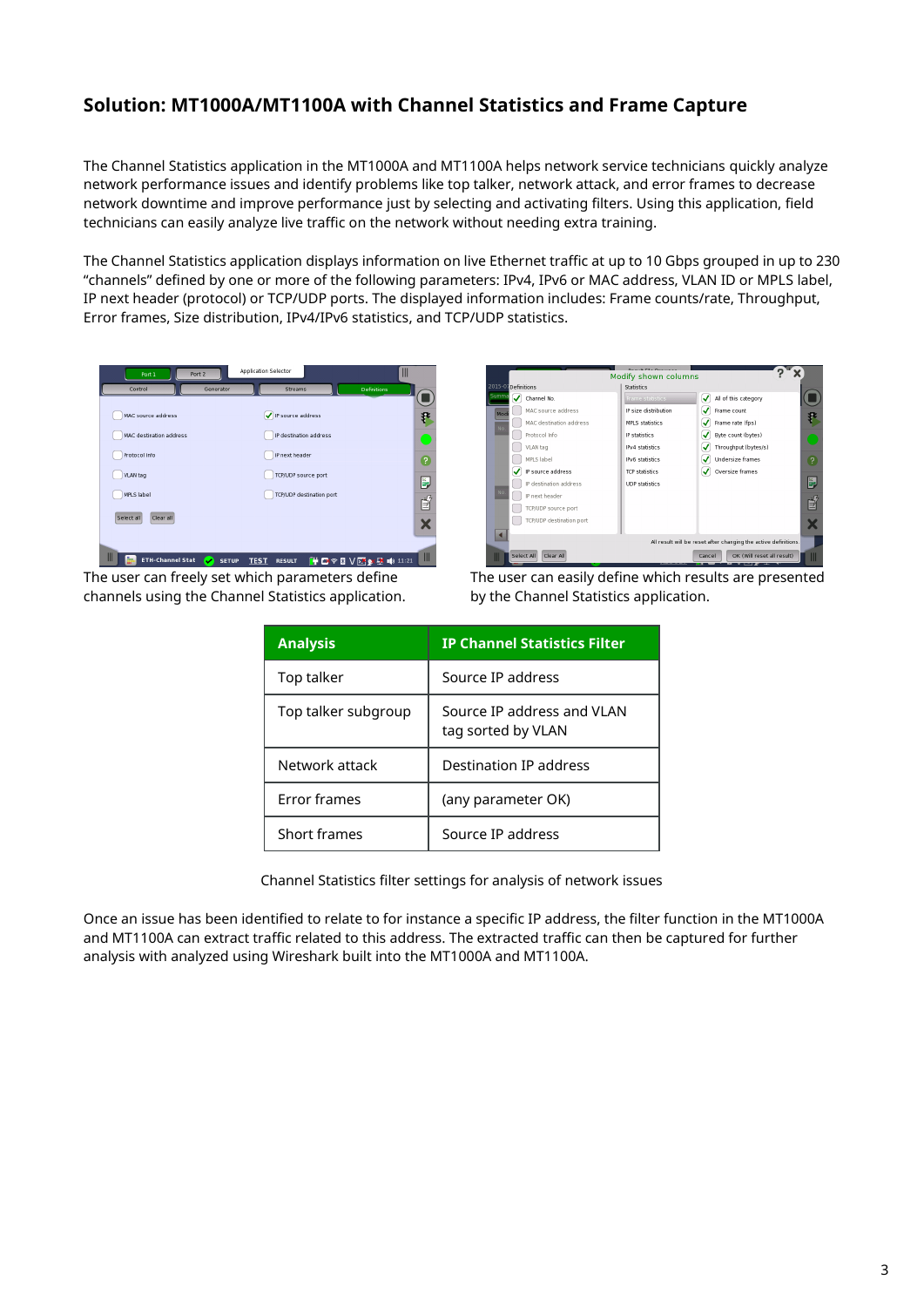## Solution: MT1000A/MT1100A with Channel Statistics and Frame Capture

The Channel Statistics application in the MT1000A and MT1100A helps network service technicians quickly analyze network performance issues and identify problems like top talker, network attack, and error frames to decrease network downtime and improve performance just by selecting and activating filters. Using this application, field technicians can easily analyze live traffic on the network without needing extra training.

The Channel Statistics application displays information on live Ethernet traffic at up to 10 Gbps grouped in up to 230 “channels” defined by one or more of the following parameters: IPv4, IPv6 or MAC address, VLAN ID or MPLS label, IP next header (protocol) or TCP/UDP ports. The displayed information includes: Frame counts/rate, Throughput, Error frames, Size distribution, IPv4/IPv6 statistics, and TCP/UDP statistics.

The user can freely set which parameters define channels using the Channel Statistics application.

The user can easily define which results are presented by the Channel Statistics application.

| Analysis | IP Channel Statistics Filter |
|---|---|
| Top talker | Source IP address |
| Top talker subgroup | Source IP address and VLAN tag sorted by VLAN |
| Network attack | Destination IP address |
| Error frames | (any parameter OK) |
| Short frames | Source IP address |

Channel Statistics filter settings for analysis of network issues

Once an issue has been identified to relate to for instance a specific IP address, the filter function in the MT1000A and MT1100A can extract traffic related to this address. The extracted traffic can then be captured for further analysis with analyzed using Wireshark built into the MT1000A and MT1100A.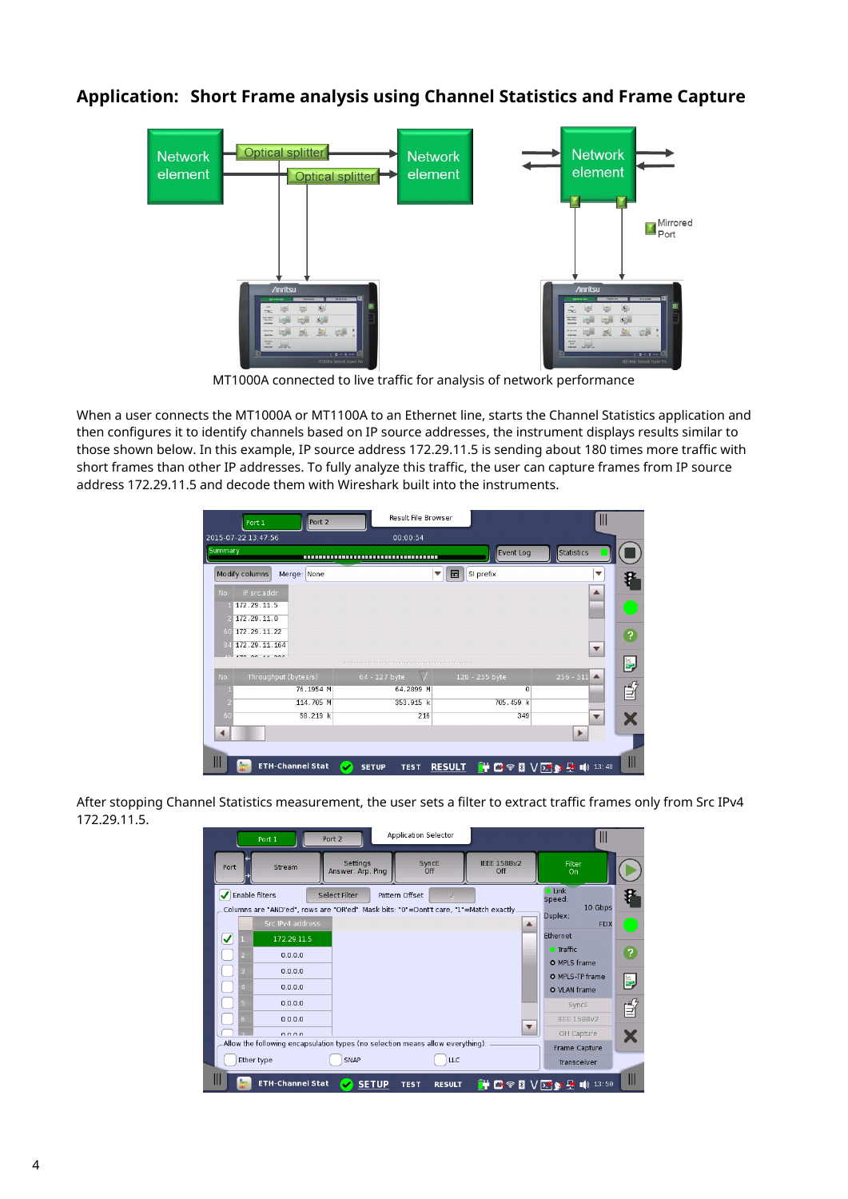## Application: Short Frame analysis using Channel Statistics and Frame Capture

MT1000A connected to live traffic for analysis of network performance

When a user connects the MT1000A or MT1100A to an Ethernet line, starts the Channel Statistics application and then configures it to identify channels based on IP source addresses, the instrument displays results similar to those shown below. In this example, IP source address 172.29.11.5 is sending about 180 times more traffic with short frames than other IP addresses. To fully analyze this traffic, the user can capture frames from IP source address 172.29.11.5 and decode them with Wireshark built into the instruments.

After stopping Channel Statistics measurement, the user sets a filter to extract traffic frames only from Src IPv4 172.29.11.5.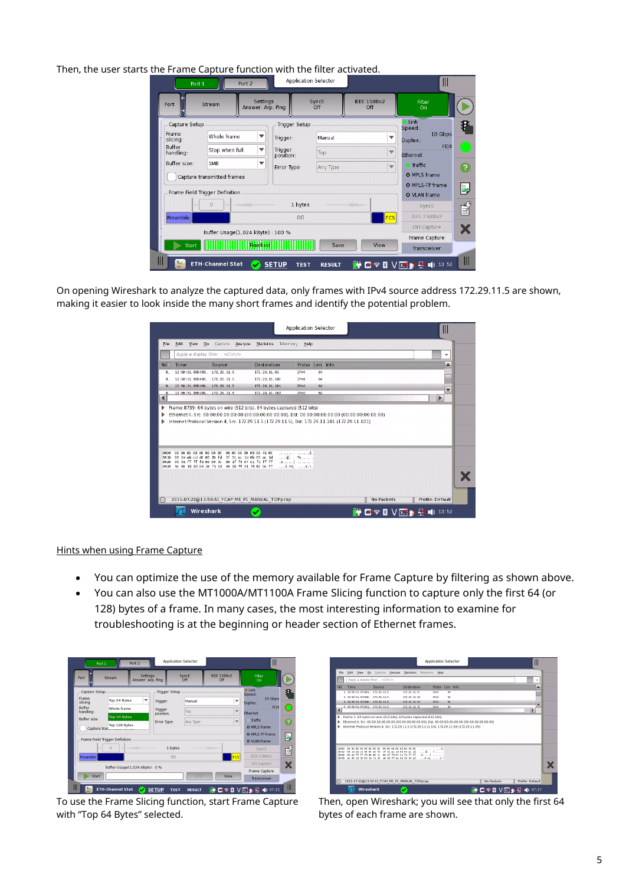Then, the user starts the Frame Capture function with the filter activated.

On opening Wireshark to analyze the captured data, only frames with IPv4 source address 172.29.11.5 are shown, making it easier to look inside the many short frames and identify the potential problem.

Hints when using Frame Capture

- You can optimize the use of the memory available for Frame Capture by filtering as shown above.
- You can also use the MT1000A/MT1100A Frame Slicing function to capture only the first 64 (or 128) bytes of a frame. In many cases, the most interesting information to examine for troubleshooting is at the beginning or header section of Ethernet frames.

To use the Frame Slicing function, start Frame Capture with “Top 64 Bytes” selected.

Then, open Wireshark; you will see that only the first 64 bytes of each frame are shown.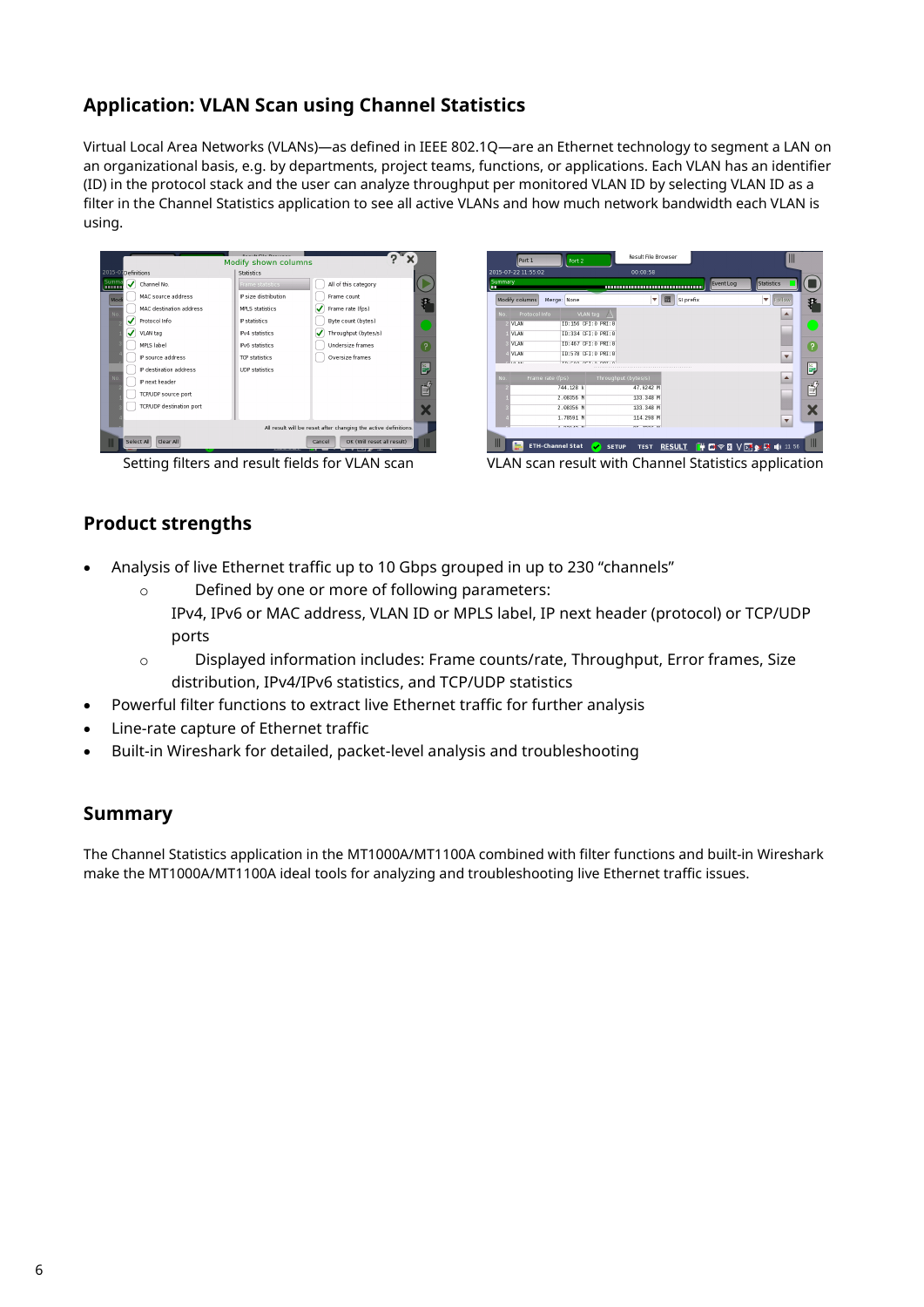## Application: VLAN Scan using Channel Statistics

Virtual Local Area Networks (VLANs)—as defined in IEEE 802.1Q—are an Ethernet technology to segment a LAN on an organizational basis, e.g. by departments, project teams, functions, or applications. Each VLAN has an identifier (ID) in the protocol stack and the user can analyze throughput per monitored VLAN ID by selecting VLAN ID as a filter in the Channel Statistics application to see all active VLANs and how much network bandwidth each VLAN is using.

Setting filters and result fields for VLAN scan

VLAN scan result with Channel Statistics application

## Product strengths

- Analysis of live Ethernet traffic up to 10 Gbps grouped in up to 230 "channels"
  - Defined by one or more of following parameters: IPv4, IPv6 or MAC address, VLAN ID or MPLS label, IP next header (protocol) or TCP/UDP ports
  - Displayed information includes: Frame counts/rate, Throughput, Error frames, Size distribution, IPv4/IPv6 statistics, and TCP/UDP statistics
- Powerful filter functions to extract live Ethernet traffic for further analysis
- Line-rate capture of Ethernet traffic
- Built-in Wireshark for detailed, packet-level analysis and troubleshooting

## Summary

The Channel Statistics application in the MT1000A/MT1100A combined with filter functions and built-in Wireshark make the MT1000A/MT1100A ideal tools for analyzing and troubleshooting live Ethernet traffic issues.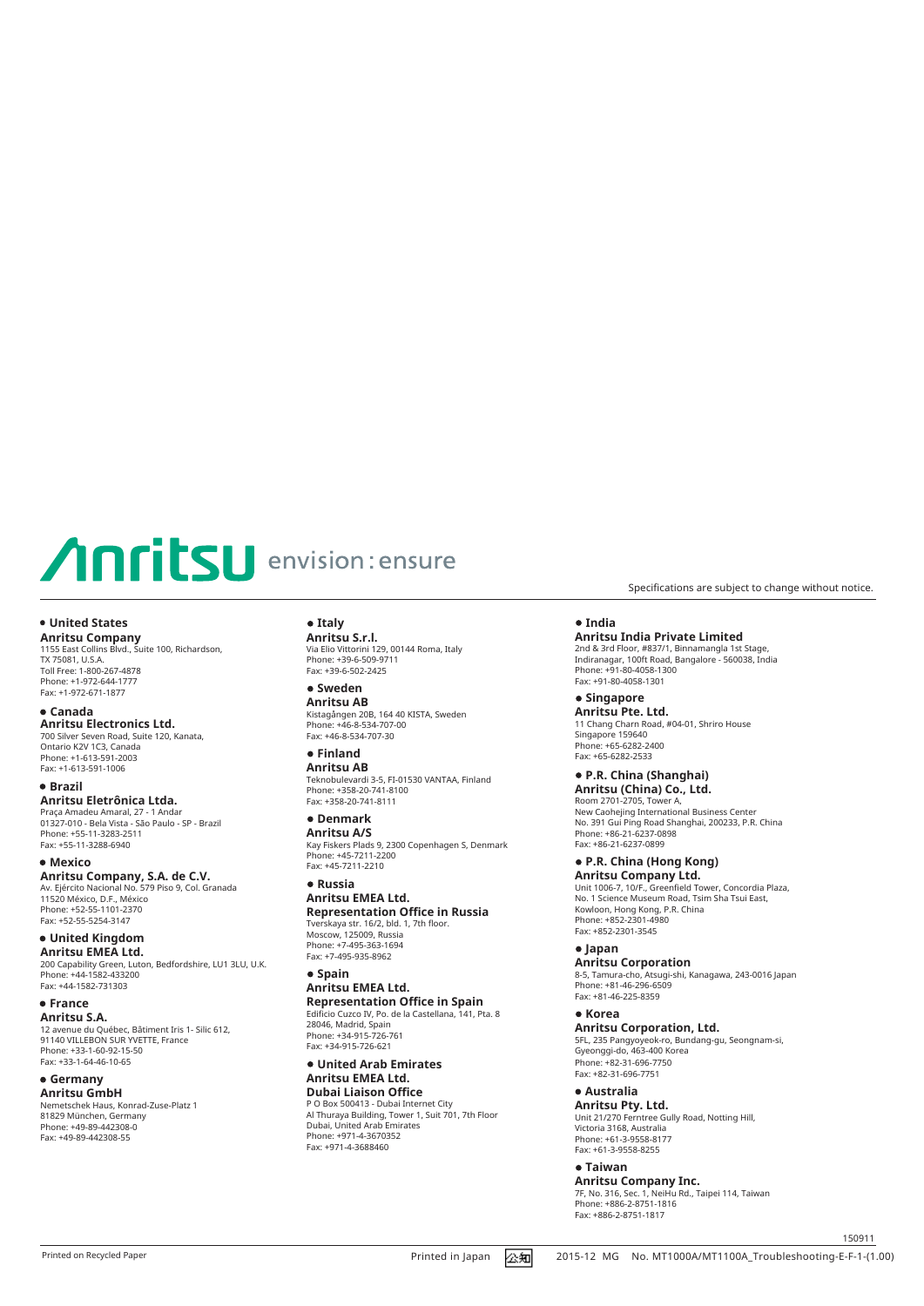Anritsu envision : ensure

Specifications are subject to change without notice.

**• United States**
**Anritsu Company**
1155 East Collins Blvd., Suite 100, Richardson,
TX 75081, U.S.A.
Toll Free: 1-800-267-4878
Phone: +1-972-644-1777
Fax: +1-972-671-1877

**• Canada**
**Anritsu Electronics Ltd.**
700 Silver Seven Road, Suite 120, Kanata,
Ontario K2V 1C3, Canada
Phone: +1-613-591-2003
Fax: +1-613-591-1006

**• Brazil**
**Anritsu Eletrônica Ltda.**
Praça Amadeu Amaral, 27 - 1 Andar
01327-010 - Bela Vista - São Paulo - SP - Brazil
Phone: +55-11-3283-2511
Fax: +55-11-3288-6940

**• Mexico**
**Anritsu Company, S.A. de C.V.**
Av. Ejército Nacional No. 579 Piso 9, Col. Granada
11520 México, D.F., México
Phone: +52-55-1101-2370
Fax: +52-55-5254-3147

**• United Kingdom**
**Anritsu EMEA Ltd.**
200 Capability Green, Luton, Bedfordshire, LU1 3LU, U.K.
Phone: +44-1582-433200
Fax: +44-1582-731303

**• France**
**Anritsu S.A.**
12 avenue du Québec, Bâtiment Iris 1- Silic 612,
91140 VILLEBON SUR YVETTE, France
Phone: +33-1-60-92-15-50
Fax: +33-1-64-46-10-65

**• Germany**
**Anritsu GmbH**
Nemetschek Haus, Konrad-Zuse-Platz 1
81829 München, Germany
Phone: +49-89-442308-0
Fax: +49-89-442308-55

**• Italy**
**Anritsu S.r.l.**
Via Elio Vittorini 129, 00144 Roma, Italy
Phone: +39-6-509-9711
Fax: +39-6-502-2425

**• Sweden**
**Anritsu AB**
Kistagången 20B, 164 40 KISTA, Sweden
Phone: +46-8-534-707-00
Fax: +46-8-534-707-30

**• Finland**
**Anritsu AB**
Teknobulevardi 3-5, FI-01530 VANTAA, Finland
Phone: +358-20-741-8100
Fax: +358-20-741-8111

**• Denmark**
**Anritsu A/S**
Kay Fiskers Plads 9, 2300 Copenhagen S, Denmark
Phone: +45-7211-2200
Fax: +45-7211-2210

**• Russia**
**Anritsu EMEA Ltd.**
**Representation Office in Russia**
Tverskaya str. 16/2, bld. 1, 7th floor.
Moscow, 125009, Russia
Phone: +7-495-363-1694
Fax: +7-495-935-8962

**• Spain**
**Anritsu EMEA Ltd.**
**Representation Office in Spain**
Edificio Cuzco IV, Po. de la Castellana, 141, Pta. 8
28046, Madrid, Spain
Phone: +34-915-726-761
Fax: +34-915-726-621

**• United Arab Emirates**
**Anritsu EMEA Ltd.**
**Dubai Liaison Office**
P O Box 500413 - Dubai Internet City
Al Thuraya Building, Tower 1, Suit 701, 7th Floor
Dubai, United Arab Emirates
Phone: +971-4-3670352
Fax: +971-4-3688460

**• India**
**Anritsu India Private Limited**
2nd & 3rd Floor, #837/1, Binnamangla 1st Stage,
Indiranagar, 100ft Road, Bangalore - 560038, India
Phone: +91-80-4058-1300
Fax: +91-80-4058-1301

**• Singapore**
**Anritsu Pte. Ltd.**
11 Chang Charn Road, #04-01, Shriro House
Singapore 159640
Phone: +65-6282-2400
Fax: +65-6282-2533

**• P.R. China (Shanghai)**
**Anritsu (China) Co., Ltd.**
Room 2701-2705, Tower A,
New Caohejing International Business Center
No. 391 Gui Ping Road Shanghai, 200233, P.R. China
Phone: +86-21-6237-0898
Fax: +86-21-6237-0899

**• P.R. China (Hong Kong)**
**Anritsu Company Ltd.**
Unit 1006-7, 10/F., Greenfield Tower, Concordia Plaza,
No. 1 Science Museum Road, Tsim Sha Tsui East,
Kowloon, Hong Kong, P.R. China
Phone: +852-2301-4980
Fax: +852-2301-3545

**• Japan**
**Anritsu Corporation**
8-5, Tamura-cho, Atsugi-shi, Kanagawa, 243-0016 Japan
Phone: +81-46-296-6509
Fax: +81-46-225-8359

**• Korea**
**Anritsu Corporation, Ltd.**
5FL, 235 Pangyoyeok-ro, Bundang-gu, Seongnam-si,
Gyeonggi-do, 463-400 Korea
Phone: +82-31-696-7750
Fax: +82-31-696-7751

**• Australia**
**Anritsu Pty. Ltd.**
Unit 21/270 Ferntree Gully Road, Notting Hill,
Victoria 3168, Australia
Phone: +61-3-9558-8177
Fax: +61-3-9558-8255

**• Taiwan**
**Anritsu Company Inc.**
7F, No. 316, Sec. 1, NeiHu Rd., Taipei 114, Taiwan
Phone: +886-2-8751-1816
Fax: +886-2-8751-1817

150911

Printed on Recycled Paper

Printed in Japan 公知 2015-12 MG No. MT1000A/MT1100A_Troubleshooting-E-F-1-(1.00)